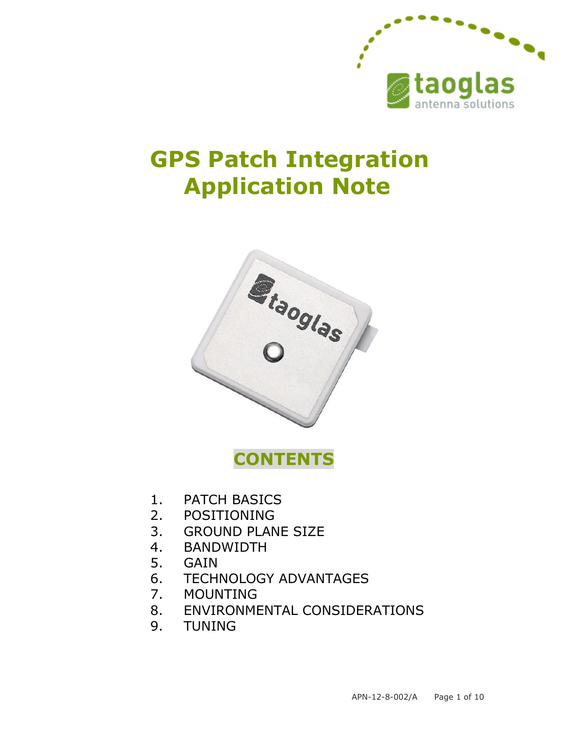# GPS Patch Integration Application Note

## CONTENTS

1. PATCH BASICS
2. POSITIONING
3. GROUND PLANE SIZE
4. BANDWIDTH
5. GAIN
6. TECHNOLOGY ADVANTAGES
7. MOUNTING
8. ENVIRONMENTAL CONSIDERATIONS
9. TUNING

APN-12-8-002/A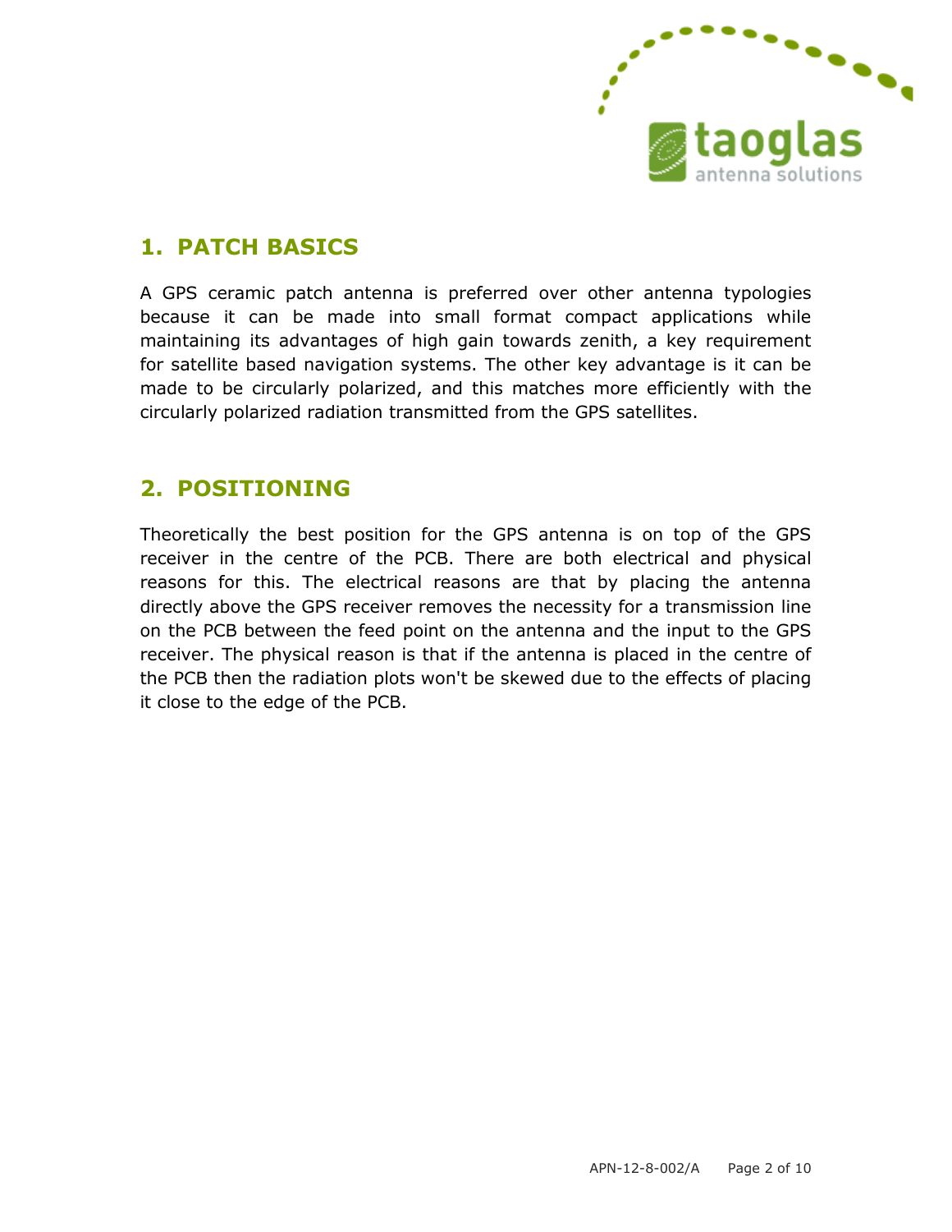## 1. PATCH BASICS

A GPS ceramic patch antenna is preferred over other antenna typologies because it can be made into small format compact applications while maintaining its advantages of high gain towards zenith, a key requirement for satellite based navigation systems. The other key advantage is it can be made to be circularly polarized, and this matches more efficiently with the circularly polarized radiation transmitted from the GPS satellites.

## 2. POSITIONING

Theoretically the best position for the GPS antenna is on top of the GPS receiver in the centre of the PCB. There are both electrical and physical reasons for this. The electrical reasons are that by placing the antenna directly above the GPS receiver removes the necessity for a transmission line on the PCB between the feed point on the antenna and the input to the GPS receiver. The physical reason is that if the antenna is placed in the centre of the PCB then the radiation plots won't be skewed due to the effects of placing it close to the edge of the PCB.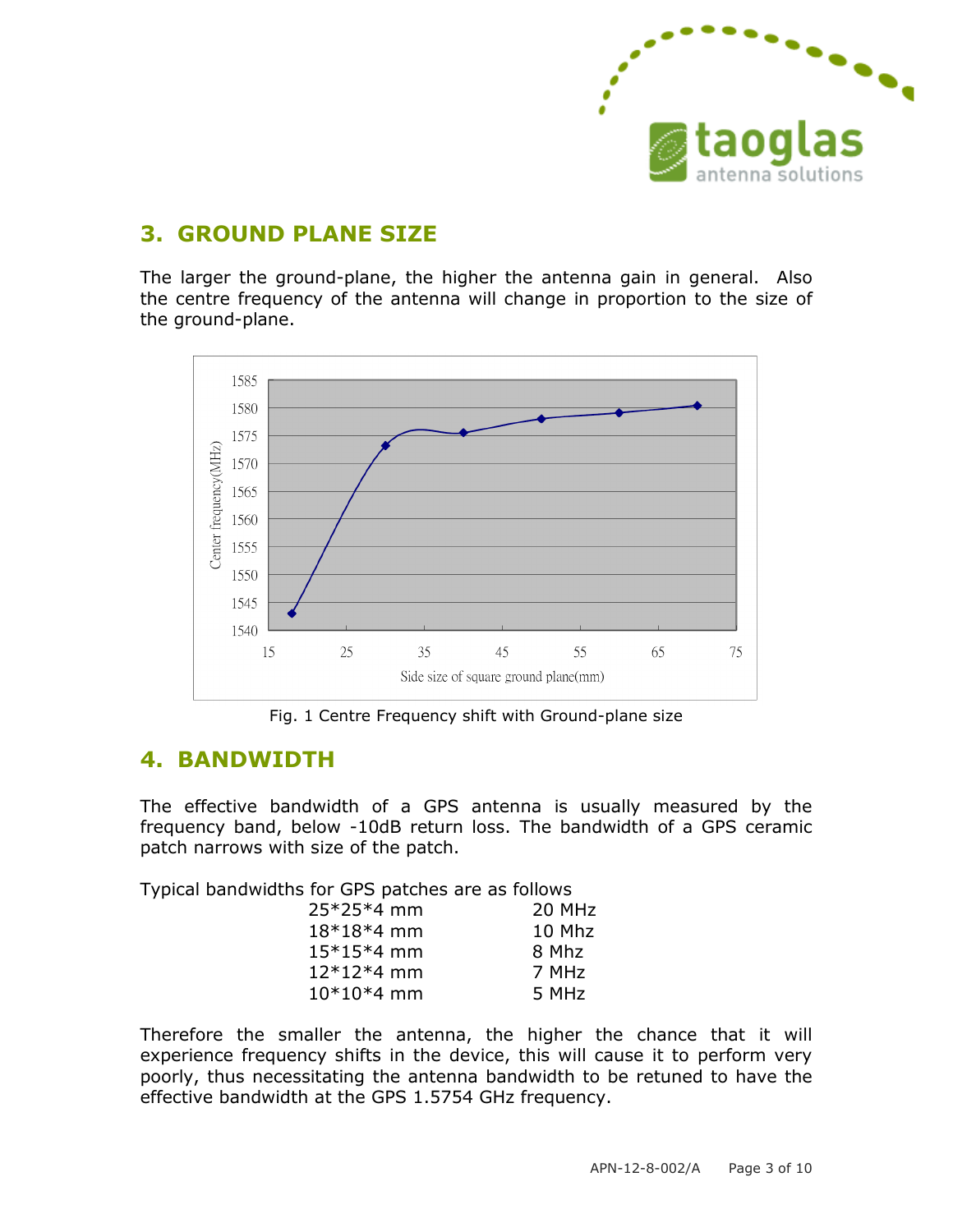## 3. GROUND PLANE SIZE

The larger the ground-plane, the higher the antenna gain in general. Also the centre frequency of the antenna will change in proportion to the size of the ground-plane.

Fig. 1 Centre Frequency shift with Ground-plane size

## 4. BANDWIDTH

The effective bandwidth of a GPS antenna is usually measured by the frequency band, below -10dB return loss. The bandwidth of a GPS ceramic patch narrows with size of the patch.

Typical bandwidths for GPS patches are as follows

| | |
|---|---|
| 25*25*4 mm | 20 MHz |
| 18*18*4 mm | 10 Mhz |
| 15*15*4 mm | 8 Mhz |
| 12*12*4 mm | 7 MHz |
| 10*10*4 mm | 5 MHz |

Therefore the smaller the antenna, the higher the chance that it will experience frequency shifts in the device, this will cause it to perform very poorly, thus necessitating the antenna bandwidth to be retuned to have the effective bandwidth at the GPS 1.5754 GHz frequency.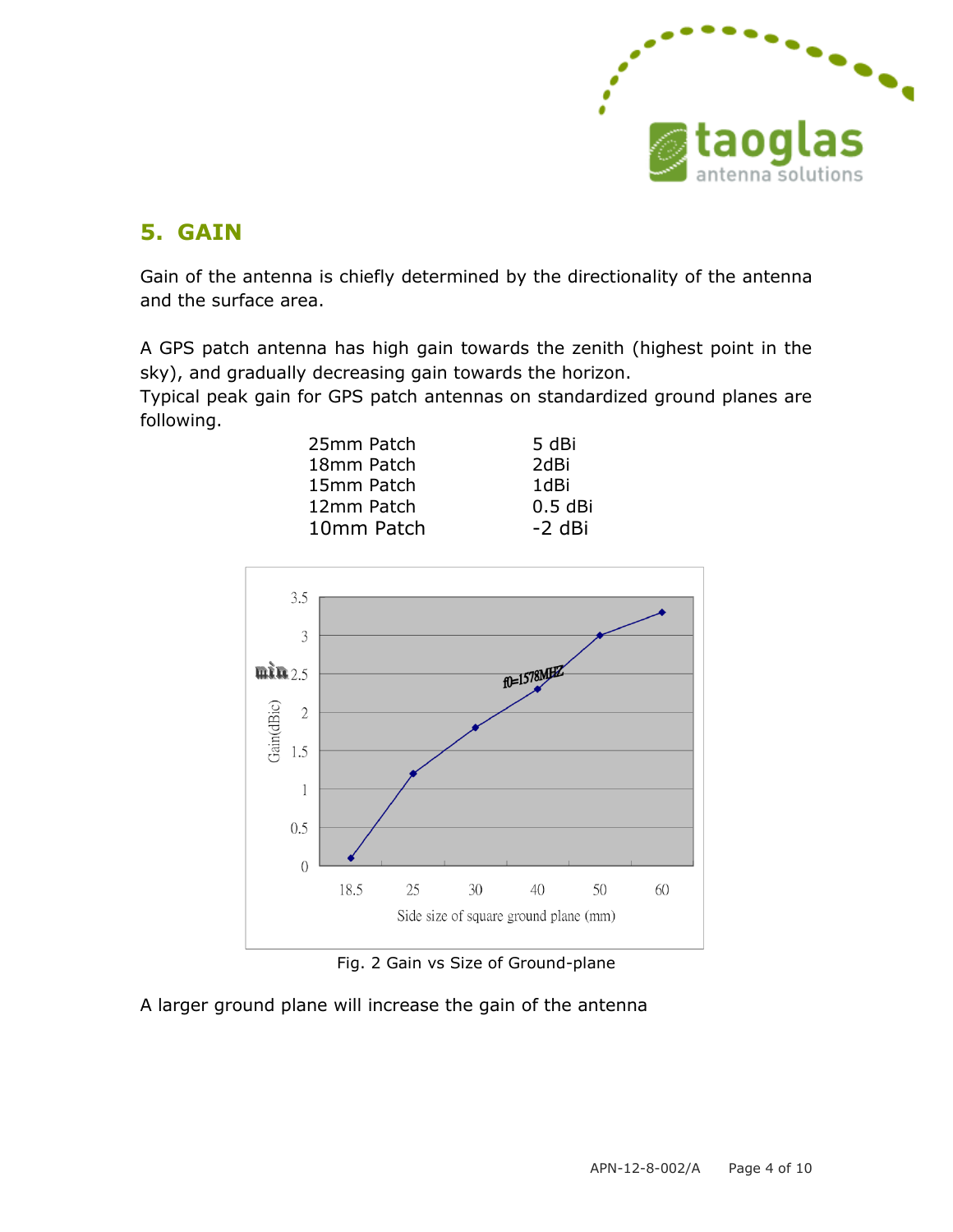## 5. GAIN

Gain of the antenna is chiefly determined by the directionality of the antenna and the surface area.

A GPS patch antenna has high gain towards the zenith (highest point in the sky), and gradually decreasing gain towards the horizon.
Typical peak gain for GPS patch antennas on standardized ground planes are following.

| | |
|---|---|
| 25mm Patch | 5 dBi |
| 18mm Patch | 2dBi |
| 15mm Patch | 1dBi |
| 12mm Patch | 0.5 dBi |
| 10mm Patch | -2 dBi |

Fig. 2 Gain vs Size of Ground-plane

A larger ground plane will increase the gain of the antenna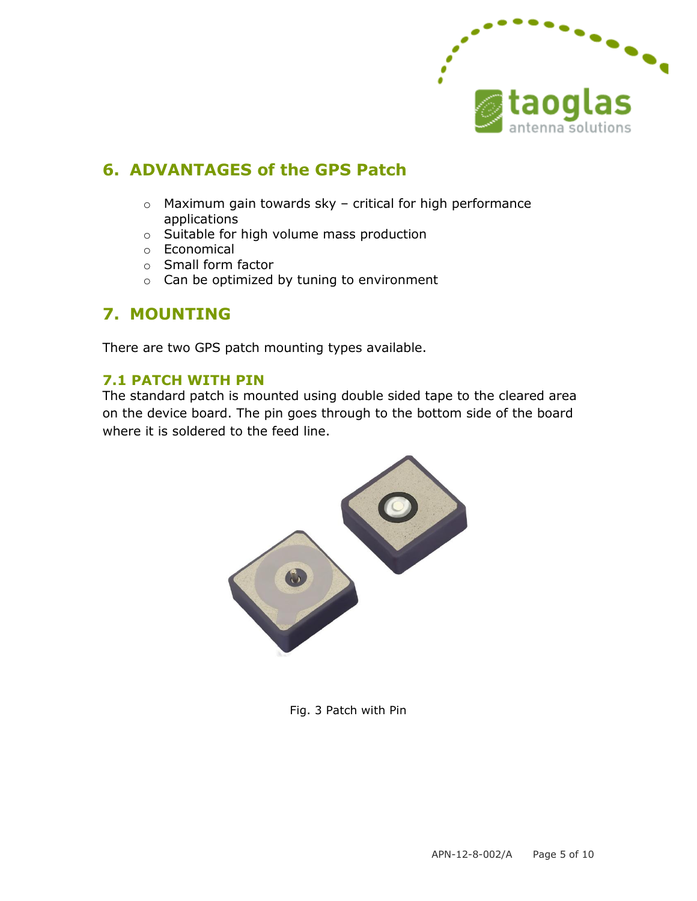## 6. ADVANTAGES of the GPS Patch

- Maximum gain towards sky – critical for high performance applications
- Suitable for high volume mass production
- Economical
- Small form factor
- Can be optimized by tuning to environment

## 7. MOUNTING

There are two GPS patch mounting types available.

### 7.1 PATCH WITH PIN

The standard patch is mounted using double sided tape to the cleared area on the device board. The pin goes through to the bottom side of the board where it is soldered to the feed line.

Fig. 3 Patch with Pin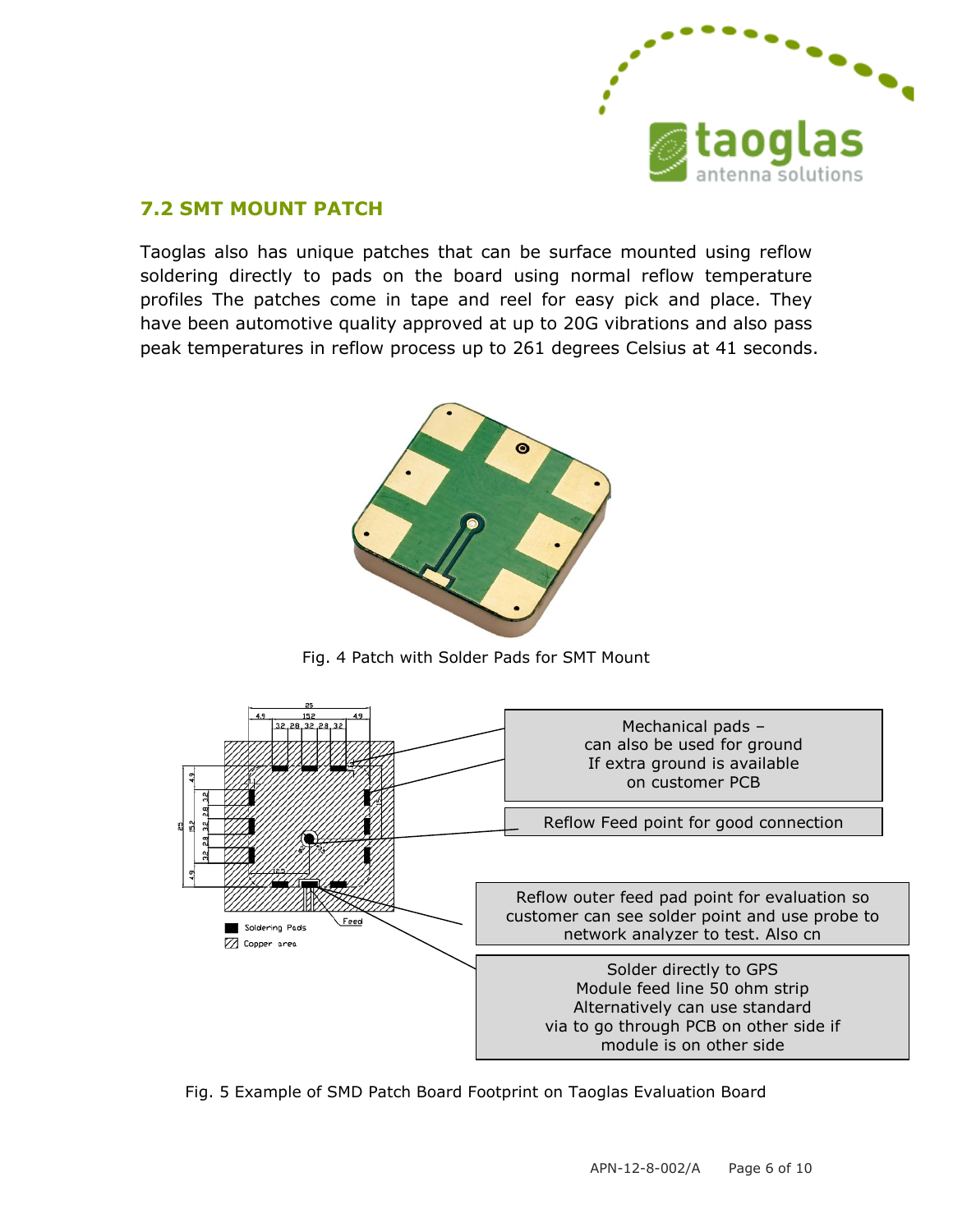## 7.2 SMT MOUNT PATCH

Taoglas also has unique patches that can be surface mounted using reflow soldering directly to pads on the board using normal reflow temperature profiles The patches come in tape and reel for easy pick and place. They have been automotive quality approved at up to 20G vibrations and also pass peak temperatures in reflow process up to 261 degrees Celsius at 41 seconds.

Fig. 4 Patch with Solder Pads for SMT Mount

Mechanical pads – can also be used for ground If extra ground is available on customer PCB

Reflow Feed point for good connection

Reflow outer feed pad point for evaluation so customer can see solder point and use probe to network analyzer to test. Also cn

Solder directly to GPS Module feed line 50 ohm strip Alternatively can use standard via to go through PCB on other side if module is on other side

Fig. 5 Example of SMD Patch Board Footprint on Taoglas Evaluation Board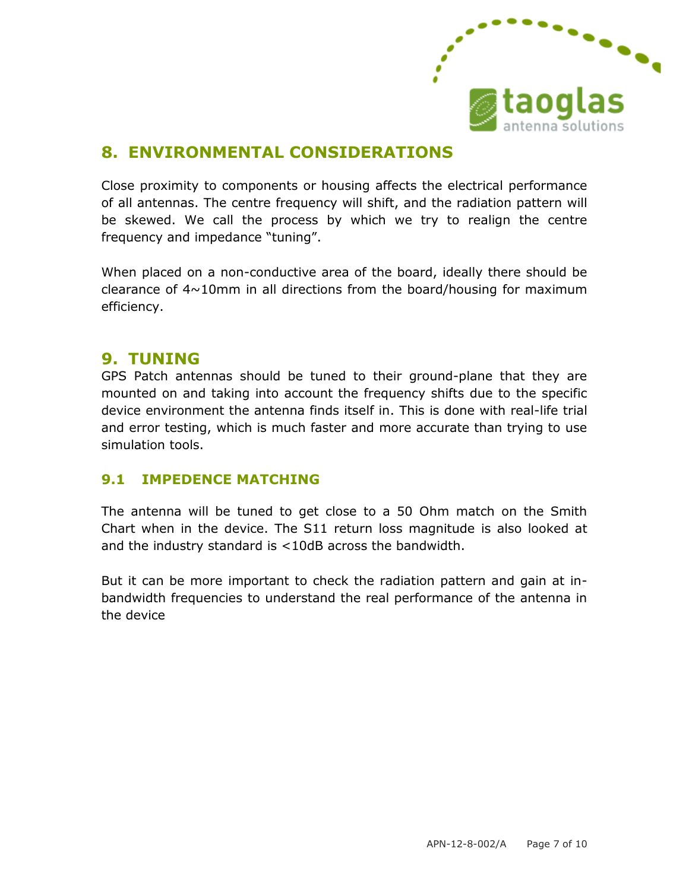## 8. ENVIRONMENTAL CONSIDERATIONS

Close proximity to components or housing affects the electrical performance of all antennas. The centre frequency will shift, and the radiation pattern will be skewed. We call the process by which we try to realign the centre frequency and impedance "tuning".

When placed on a non-conductive area of the board, ideally there should be clearance of 4~10mm in all directions from the board/housing for maximum efficiency.

## 9. TUNING

GPS Patch antennas should be tuned to their ground-plane that they are mounted on and taking into account the frequency shifts due to the specific device environment the antenna finds itself in. This is done with real-life trial and error testing, which is much faster and more accurate than trying to use simulation tools.

### 9.1 IMPEDENCE MATCHING

The antenna will be tuned to get close to a 50 Ohm match on the Smith Chart when in the device. The S11 return loss magnitude is also looked at and the industry standard is <10dB across the bandwidth.

But it can be more important to check the radiation pattern and gain at in-bandwidth frequencies to understand the real performance of the antenna in the device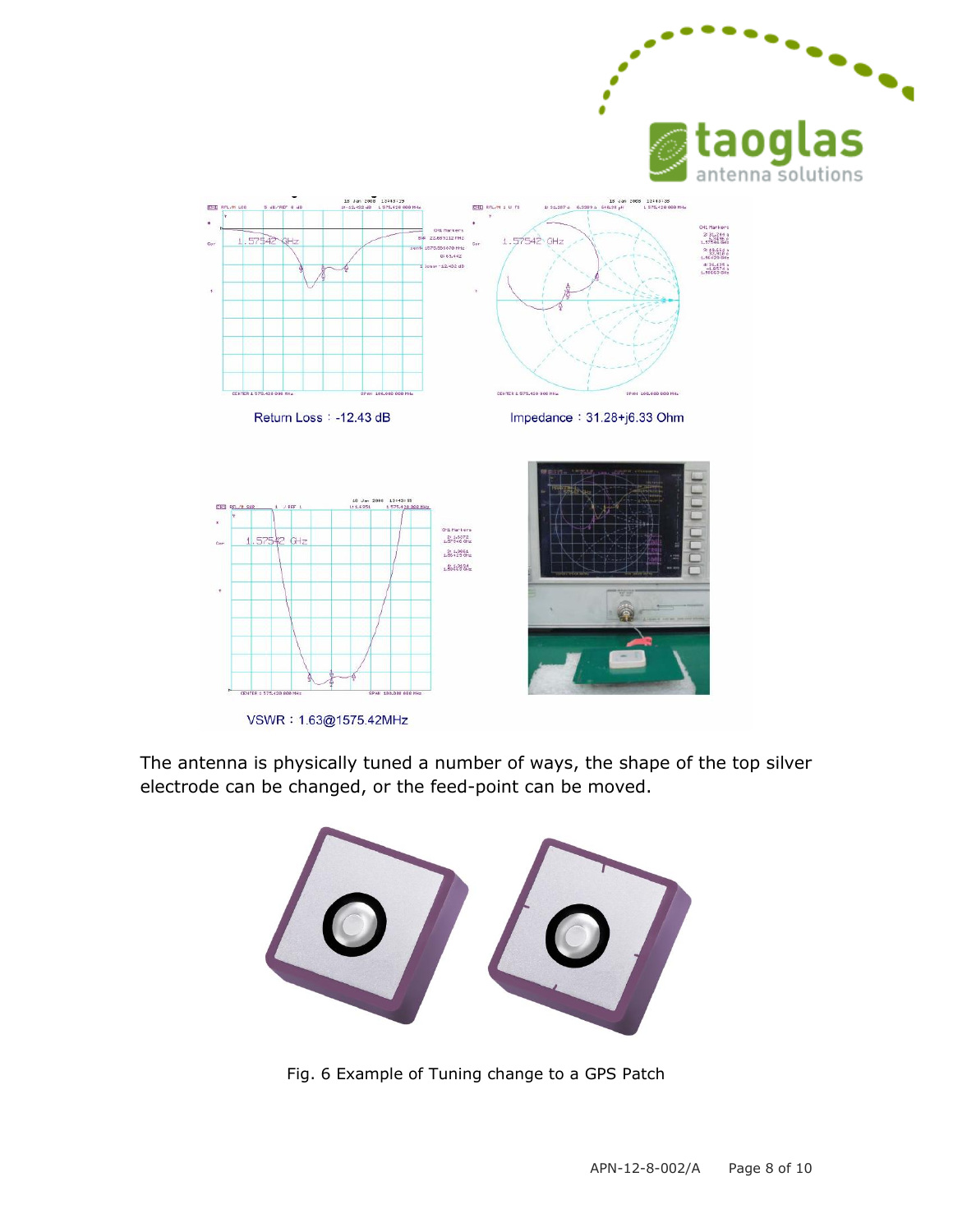Return Loss : -12.43 dB

Impedance : 31.28+j6.33 Ohm

VSWR : 1.63@1575.42MHz

The antenna is physically tuned a number of ways, the shape of the top silver electrode can be changed, or the feed-point can be moved.

Fig. 6 Example of Tuning change to a GPS Patch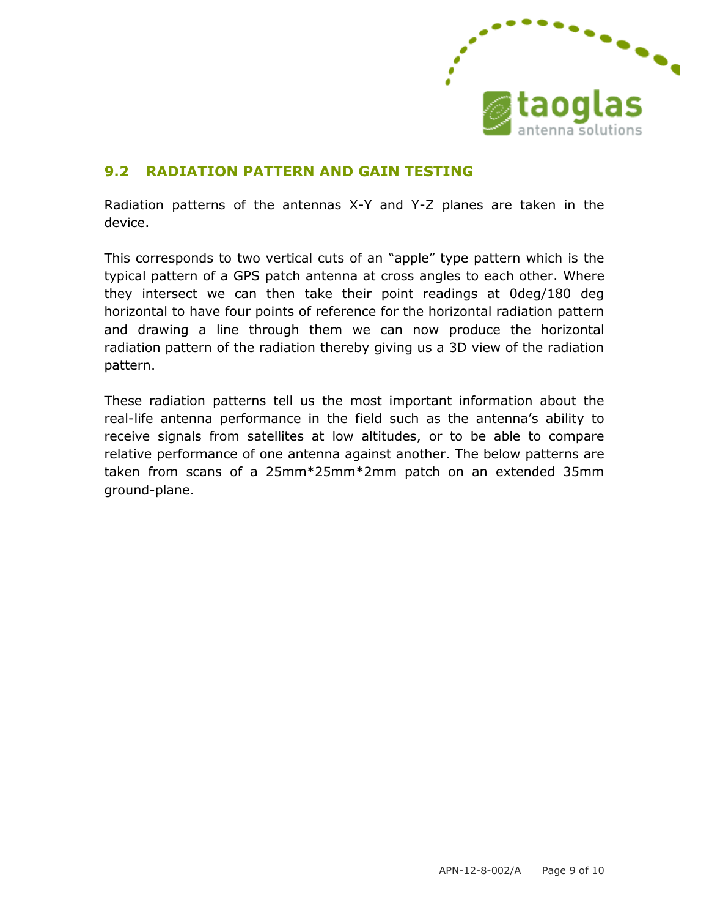## 9.2 RADIATION PATTERN AND GAIN TESTING

Radiation patterns of the antennas X-Y and Y-Z planes are taken in the device.

This corresponds to two vertical cuts of an "apple" type pattern which is the typical pattern of a GPS patch antenna at cross angles to each other. Where they intersect we can then take their point readings at 0deg/180 deg horizontal to have four points of reference for the horizontal radiation pattern and drawing a line through them we can now produce the horizontal radiation pattern of the radiation thereby giving us a 3D view of the radiation pattern.

These radiation patterns tell us the most important information about the real-life antenna performance in the field such as the antenna's ability to receive signals from satellites at low altitudes, or to be able to compare relative performance of one antenna against another. The below patterns are taken from scans of a 25mm*25mm*2mm patch on an extended 35mm ground-plane.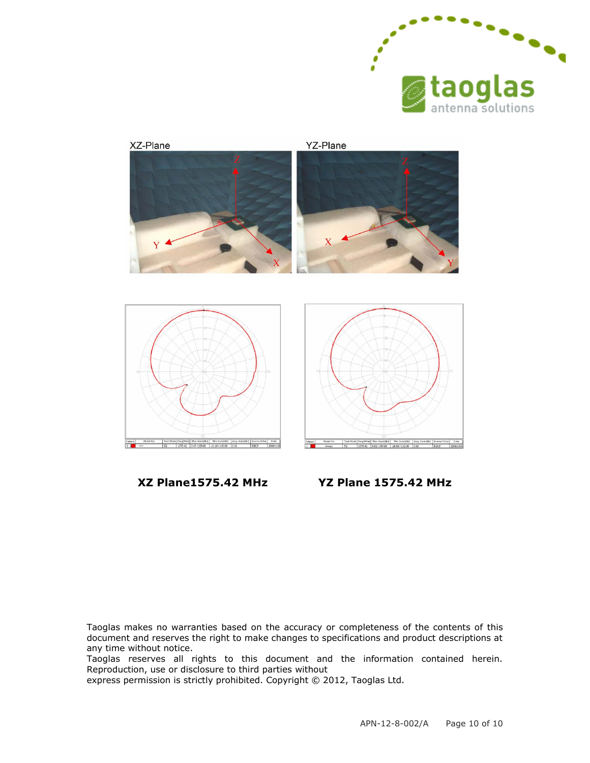XZ-Plane

YZ-Plane

**XZ Plane1575.42 MHz**

**YZ Plane 1575.42 MHz**

Taoglas makes no warranties based on the accuracy or completeness of the contents of this document and reserves the right to make changes to specifications and product descriptions at any time without notice.
Taoglas reserves all rights to this document and the information contained herein. Reproduction, use or disclosure to third parties without express permission is strictly prohibited. Copyright © 2012, Taoglas Ltd.